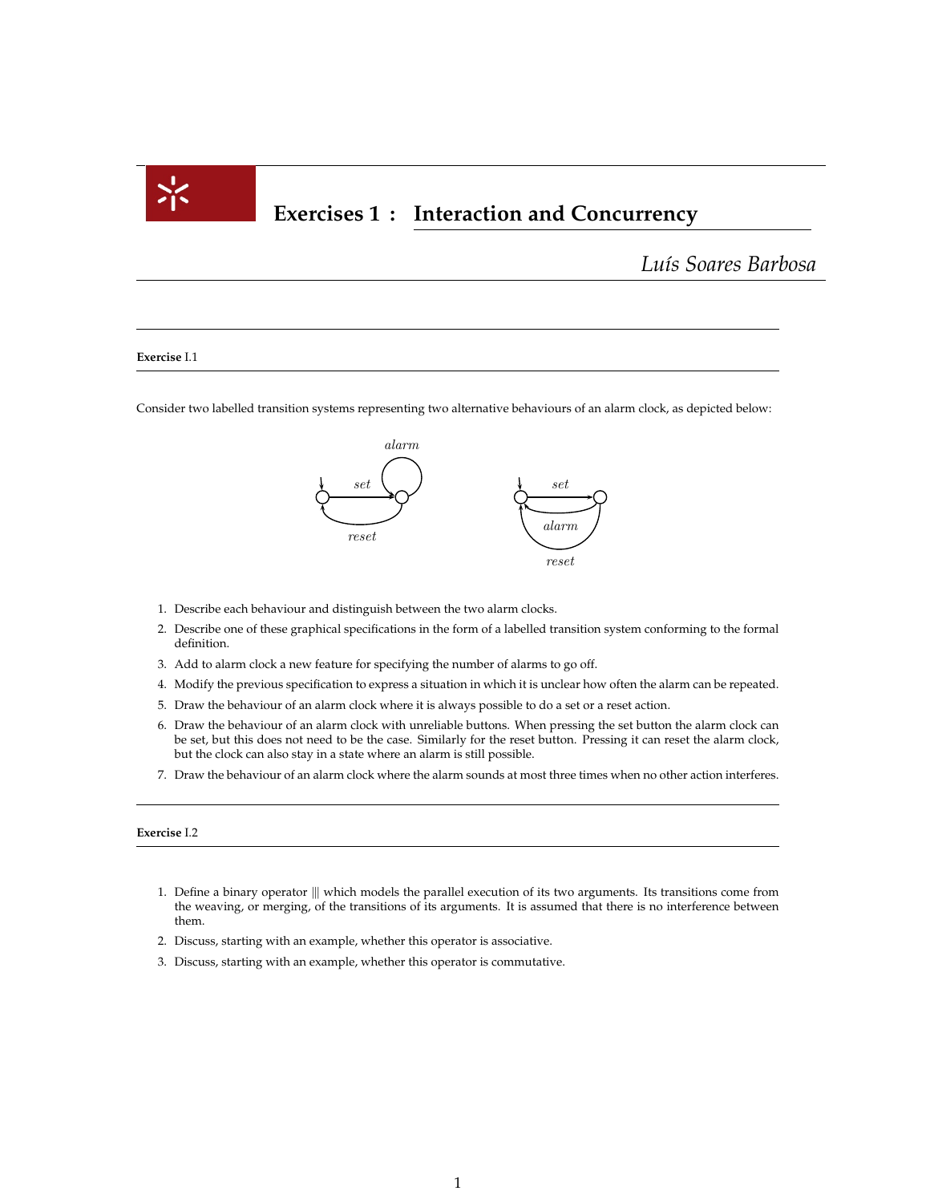# Exercises 1 : Interaction and Concurrency

*Luís Soares Barbosa*

---

**Exercise** I.1

---

Consider two labelled transition systems representing two alternative behaviours of an alarm clock, as depicted below:

1. Describe each behaviour and distinguish between the two alarm clocks.
2. Describe one of these graphical specifications in the form of a labelled transition system conforming to the formal definition.
3. Add to alarm clock a new feature for specifying the number of alarms to go off.
4. Modify the previous specification to express a situation in which it is unclear how often the alarm can be repeated.
5. Draw the behaviour of an alarm clock where it is always possible to do a set or a reset action.
6. Draw the behaviour of an alarm clock with unreliable buttons. When pressing the set button the alarm clock can be set, but this does not need to be the case. Similarly for the reset button. Pressing it can reset the alarm clock, but the clock can also stay in a state where an alarm is still possible.
7. Draw the behaviour of an alarm clock where the alarm sounds at most three times when no other action interferes.

---

**Exercise** I.2

---

1. Define a binary operator $|||$ which models the parallel execution of its two arguments. Its transitions come from the weaving, or merging, of the transitions of its arguments. It is assumed that there is no interference between them.
2. Discuss, starting with an example, whether this operator is associative.
3. Discuss, starting with an example, whether this operator is commutative.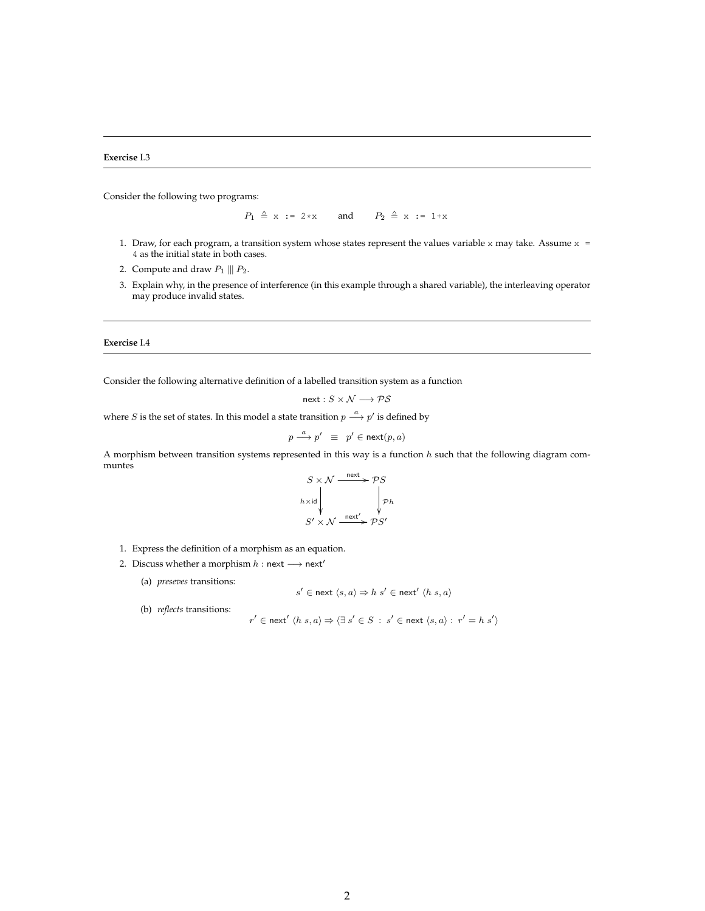---

**Exercise** I.3

---

Consider the following two programs:

$$P_1 \triangleq \texttt{x := 2*x} \qquad \text{and} \qquad P_2 \triangleq \texttt{x := 1+x}$$

1. Draw, for each program, a transition system whose states represent the values variable `x` may take. Assume `x = 4` as the initial state in both cases.
2. Compute and draw $P_1 ||| P_2$.
3. Explain why, in the presence of interference (in this example through a shared variable), the interleaving operator may produce invalid states.

---

**Exercise** I.4

---

Consider the following alternative definition of a labelled transition system as a function

$$\mathsf{next} : S \times \mathcal{N} \longrightarrow \mathcal{P}S$$

where $S$ is the set of states. In this model a state transition $p \xrightarrow{a} p'$ is defined by

$$p \xrightarrow{a} p' \quad \equiv \quad p' \in \mathsf{next}(p, a)$$

A morphism between transition systems represented in this way is a function $h$ such that the following diagram communtes

$$\begin{array}{ccc} S \times \mathcal{N} & \xrightarrow{\mathsf{next}} & \mathcal{P}S \\ {\scriptstyle h \times \mathsf{id}} \big\downarrow & & \big\downarrow {\scriptstyle \mathcal{P}h} \\ S' \times \mathcal{N} & \xrightarrow{\mathsf{next}'} & \mathcal{P}S' \end{array}$$

1. Express the definition of a morphism as an equation.
2. Discuss whether a morphism $h : \mathsf{next} \longrightarrow \mathsf{next}'$
   (a) *preseves* transitions:
   $$s' \in \mathsf{next}\ \langle s, a \rangle \Rightarrow h\ s' \in \mathsf{next}'\ \langle h\ s, a \rangle$$
   (b) *reflects* transitions:
   $$r' \in \mathsf{next}'\ \langle h\ s, a \rangle \Rightarrow \langle \exists\ s' \in S\ :\ s' \in \mathsf{next}\ \langle s, a \rangle : \ r' = h\ s' \rangle$$